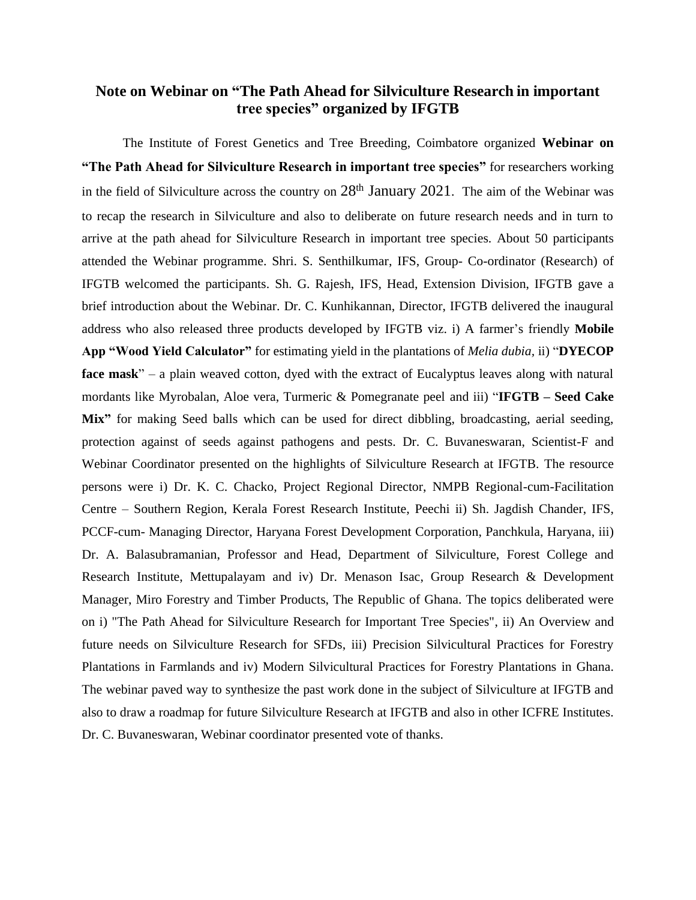# Note on Webinar on "The Path Ahead for Silviculture Research in important tree species" organized by IFGTB

The Institute of Forest Genetics and Tree Breeding, Coimbatore organized **Webinar on "The Path Ahead for Silviculture Research in important tree species"** for researchers working in the field of Silviculture across the country on 28th January 2021. The aim of the Webinar was to recap the research in Silviculture and also to deliberate on future research needs and in turn to arrive at the path ahead for Silviculture Research in important tree species. About 50 participants attended the Webinar programme. Shri. S. Senthilkumar, IFS, Group- Co-ordinator (Research) of IFGTB welcomed the participants. Sh. G. Rajesh, IFS, Head, Extension Division, IFGTB gave a brief introduction about the Webinar. Dr. C. Kunhikannan, Director, IFGTB delivered the inaugural address who also released three products developed by IFGTB viz. i) A farmer's friendly **Mobile App "Wood Yield Calculator"** for estimating yield in the plantations of *Melia dubia*, ii) "**DYECOP face mask**" – a plain weaved cotton, dyed with the extract of Eucalyptus leaves along with natural mordants like Myrobalan, Aloe vera, Turmeric & Pomegranate peel and iii) "**IFGTB – Seed Cake Mix"** for making Seed balls which can be used for direct dibbling, broadcasting, aerial seeding, protection against of seeds against pathogens and pests. Dr. C. Buvaneswaran, Scientist-F and Webinar Coordinator presented on the highlights of Silviculture Research at IFGTB. The resource persons were i) Dr. K. C. Chacko, Project Regional Director, NMPB Regional-cum-Facilitation Centre – Southern Region, Kerala Forest Research Institute, Peechi ii) Sh. Jagdish Chander, IFS, PCCF-cum- Managing Director, Haryana Forest Development Corporation, Panchkula, Haryana, iii) Dr. A. Balasubramanian, Professor and Head, Department of Silviculture, Forest College and Research Institute, Mettupalayam and iv) Dr. Menason Isac, Group Research & Development Manager, Miro Forestry and Timber Products, The Republic of Ghana. The topics deliberated were on i) "The Path Ahead for Silviculture Research for Important Tree Species", ii) An Overview and future needs on Silviculture Research for SFDs, iii) Precision Silvicultural Practices for Forestry Plantations in Farmlands and iv) Modern Silvicultural Practices for Forestry Plantations in Ghana. The webinar paved way to synthesize the past work done in the subject of Silviculture at IFGTB and also to draw a roadmap for future Silviculture Research at IFGTB and also in other ICFRE Institutes. Dr. C. Buvaneswaran, Webinar coordinator presented vote of thanks.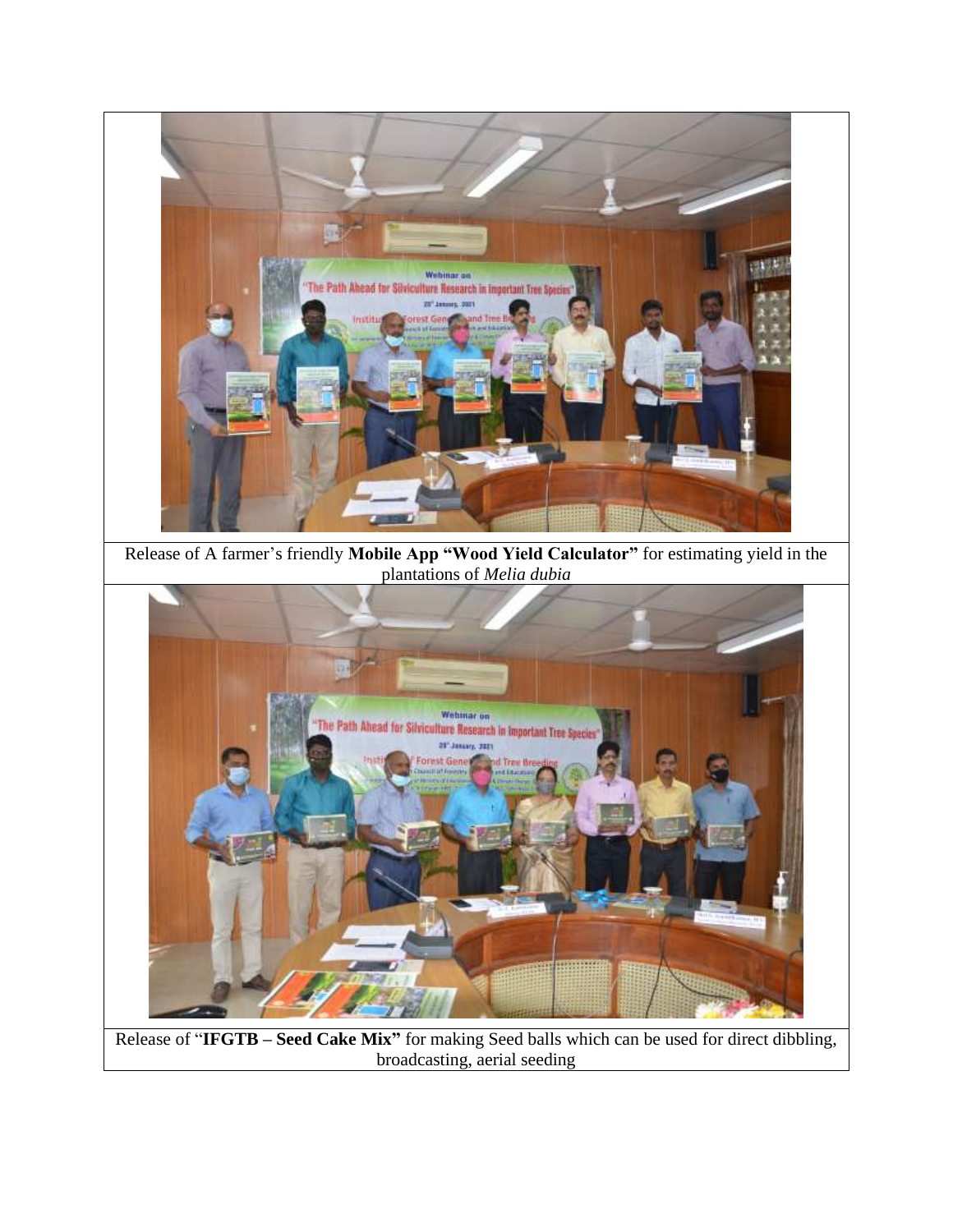Release of A farmer's friendly **Mobile App "Wood Yield Calculator"** for estimating yield in the plantations of *Melia dubia*

Release of "**IFGTB – Seed Cake Mix"** for making Seed balls which can be used for direct dibbling, broadcasting, aerial seeding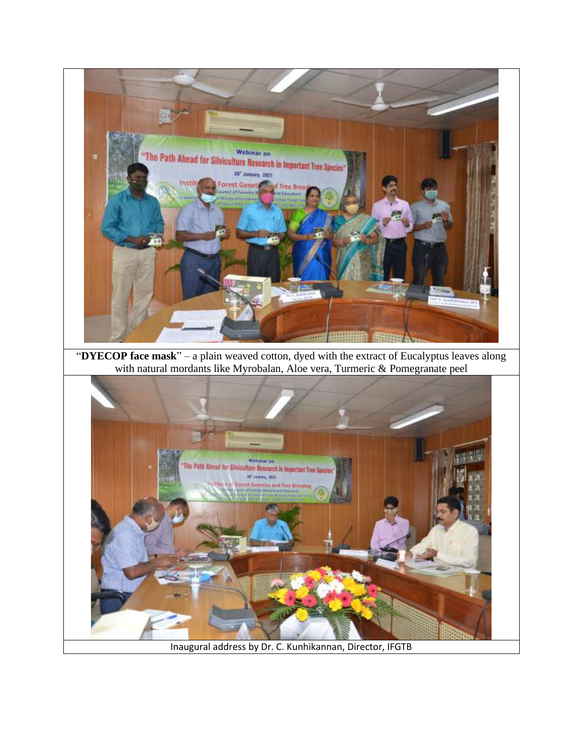“**DYECOP face mask**” – a plain weaved cotton, dyed with the extract of Eucalyptus leaves along with natural mordants like Myrobalan, Aloe vera, Turmeric & Pomegranate peel

Inaugural address by Dr. C. Kunhikannan, Director, IFGTB